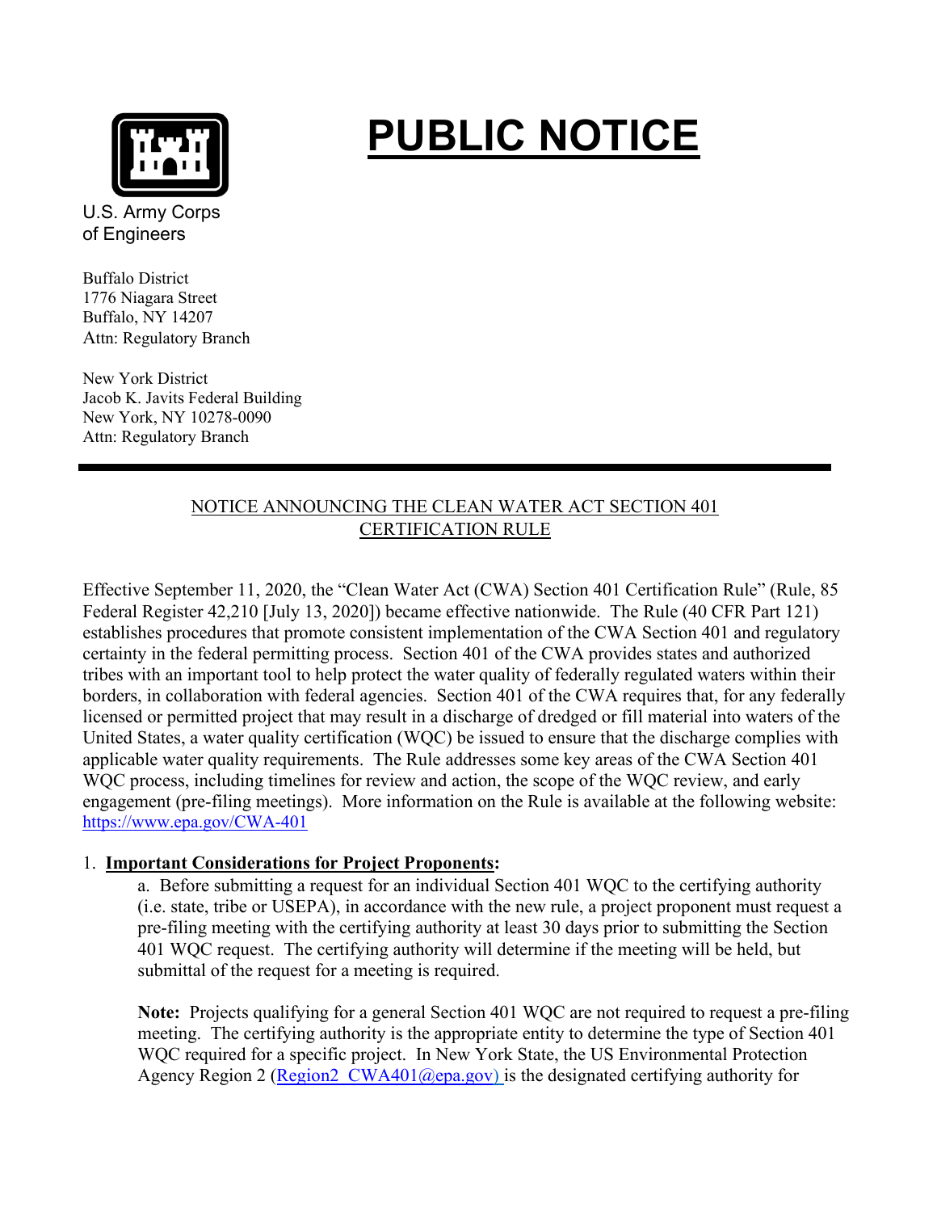# PUBLIC NOTICE

U.S. Army Corps of Engineers

Buffalo District
1776 Niagara Street
Buffalo, NY 14207
Attn: Regulatory Branch

New York District
Jacob K. Javits Federal Building
New York, NY 10278-0090
Attn: Regulatory Branch

---

## NOTICE ANNOUNCING THE CLEAN WATER ACT SECTION 401 CERTIFICATION RULE

Effective September 11, 2020, the "Clean Water Act (CWA) Section 401 Certification Rule" (Rule, 85 Federal Register 42,210 [July 13, 2020]) became effective nationwide. The Rule (40 CFR Part 121) establishes procedures that promote consistent implementation of the CWA Section 401 and regulatory certainty in the federal permitting process. Section 401 of the CWA provides states and authorized tribes with an important tool to help protect the water quality of federally regulated waters within their borders, in collaboration with federal agencies. Section 401 of the CWA requires that, for any federally licensed or permitted project that may result in a discharge of dredged or fill material into waters of the United States, a water quality certification (WQC) be issued to ensure that the discharge complies with applicable water quality requirements. The Rule addresses some key areas of the CWA Section 401 WQC process, including timelines for review and action, the scope of the WQC review, and early engagement (pre-filing meetings). More information on the Rule is available at the following website: https://www.epa.gov/CWA-401

1. **Important Considerations for Project Proponents:**

   a. Before submitting a request for an individual Section 401 WQC to the certifying authority (i.e. state, tribe or USEPA), in accordance with the new rule, a project proponent must request a pre-filing meeting with the certifying authority at least 30 days prior to submitting the Section 401 WQC request. The certifying authority will determine if the meeting will be held, but submittal of the request for a meeting is required.

   **Note:** Projects qualifying for a general Section 401 WQC are not required to request a pre-filing meeting. The certifying authority is the appropriate entity to determine the type of Section 401 WQC required for a specific project. In New York State, the US Environmental Protection Agency Region 2 (Region2_CWA401@epa.gov) is the designated certifying authority for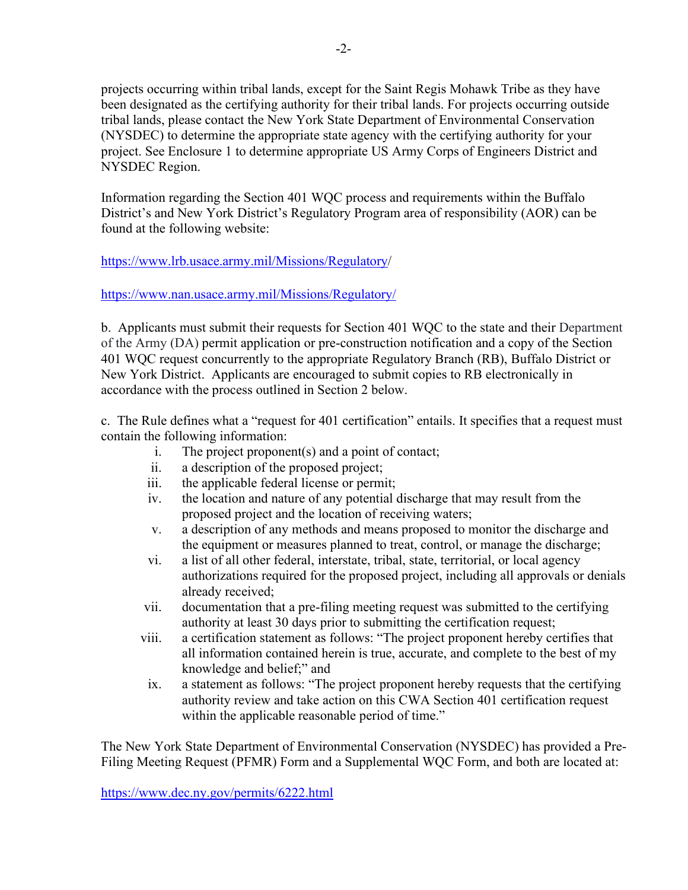projects occurring within tribal lands, except for the Saint Regis Mohawk Tribe as they have been designated as the certifying authority for their tribal lands. For projects occurring outside tribal lands, please contact the New York State Department of Environmental Conservation (NYSDEC) to determine the appropriate state agency with the certifying authority for your project. See Enclosure 1 to determine appropriate US Army Corps of Engineers District and NYSDEC Region.

Information regarding the Section 401 WQC process and requirements within the Buffalo District's and New York District's Regulatory Program area of responsibility (AOR) can be found at the following website:

https://www.lrb.usace.army.mil/Missions/Regulatory/

https://www.nan.usace.army.mil/Missions/Regulatory/

b. Applicants must submit their requests for Section 401 WQC to the state and their Department of the Army (DA) permit application or pre-construction notification and a copy of the Section 401 WQC request concurrently to the appropriate Regulatory Branch (RB), Buffalo District or New York District. Applicants are encouraged to submit copies to RB electronically in accordance with the process outlined in Section 2 below.

c. The Rule defines what a "request for 401 certification" entails. It specifies that a request must contain the following information:

i. The project proponent(s) and a point of contact;
ii. a description of the proposed project;
iii. the applicable federal license or permit;
iv. the location and nature of any potential discharge that may result from the proposed project and the location of receiving waters;
v. a description of any methods and means proposed to monitor the discharge and the equipment or measures planned to treat, control, or manage the discharge;
vi. a list of all other federal, interstate, tribal, state, territorial, or local agency authorizations required for the proposed project, including all approvals or denials already received;
vii. documentation that a pre-filing meeting request was submitted to the certifying authority at least 30 days prior to submitting the certification request;
viii. a certification statement as follows: "The project proponent hereby certifies that all information contained herein is true, accurate, and complete to the best of my knowledge and belief;" and
ix. a statement as follows: "The project proponent hereby requests that the certifying authority review and take action on this CWA Section 401 certification request within the applicable reasonable period of time."

The New York State Department of Environmental Conservation (NYSDEC) has provided a Pre-Filing Meeting Request (PFMR) Form and a Supplemental WQC Form, and both are located at:

https://www.dec.ny.gov/permits/6222.html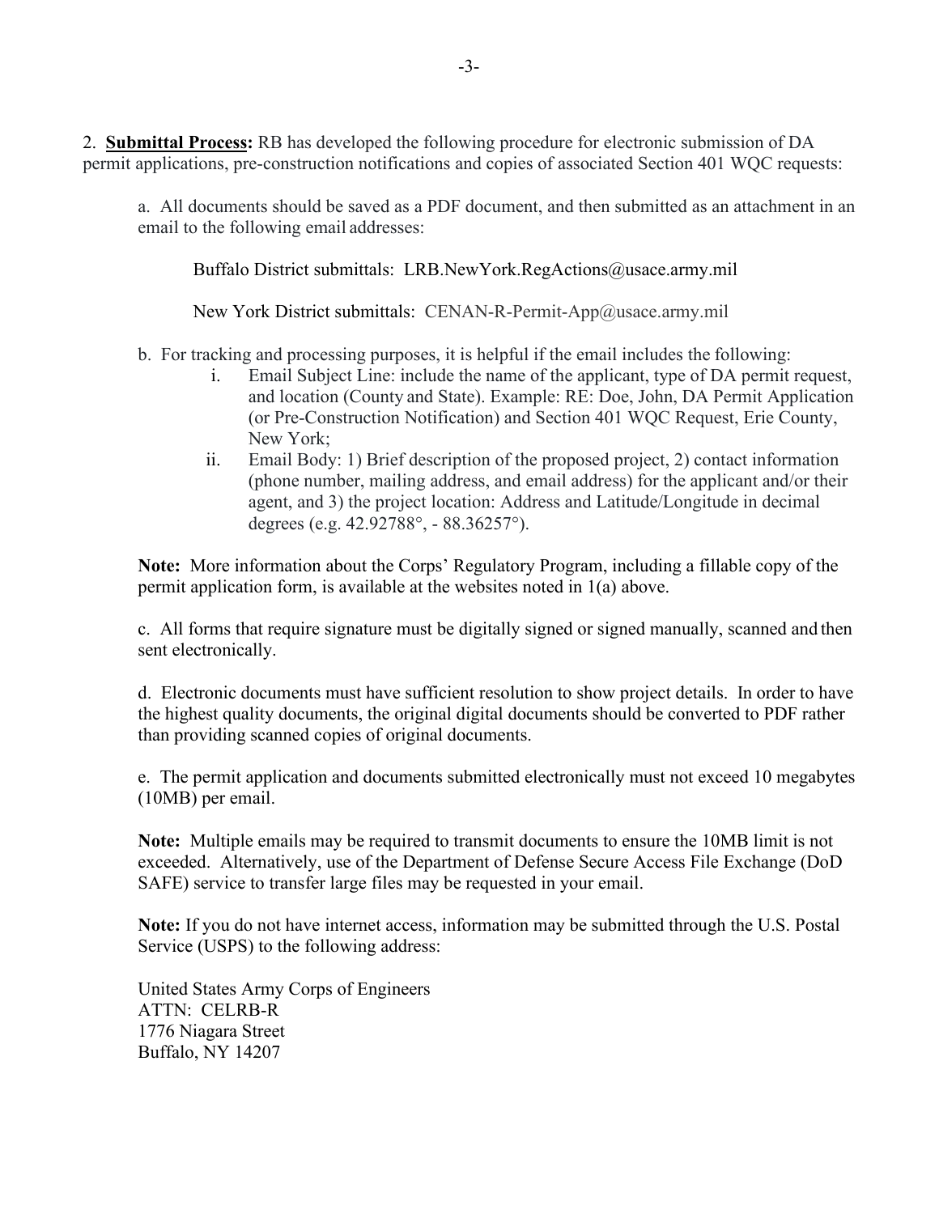2. **Submittal Process:** RB has developed the following procedure for electronic submission of DA permit applications, pre-construction notifications and copies of associated Section 401 WQC requests:

a. All documents should be saved as a PDF document, and then submitted as an attachment in an email to the following email addresses:

Buffalo District submittals: LRB.NewYork.RegActions@usace.army.mil

New York District submittals: CENAN-R-Permit-App@usace.army.mil

b. For tracking and processing purposes, it is helpful if the email includes the following:

i. Email Subject Line: include the name of the applicant, type of DA permit request, and location (County and State). Example: RE: Doe, John, DA Permit Application (or Pre-Construction Notification) and Section 401 WQC Request, Erie County, New York;

ii. Email Body: 1) Brief description of the proposed project, 2) contact information (phone number, mailing address, and email address) for the applicant and/or their agent, and 3) the project location: Address and Latitude/Longitude in decimal degrees (e.g. 42.92788°, - 88.36257°).

**Note:** More information about the Corps' Regulatory Program, including a fillable copy of the permit application form, is available at the websites noted in 1(a) above.

c. All forms that require signature must be digitally signed or signed manually, scanned and then sent electronically.

d. Electronic documents must have sufficient resolution to show project details. In order to have the highest quality documents, the original digital documents should be converted to PDF rather than providing scanned copies of original documents.

e. The permit application and documents submitted electronically must not exceed 10 megabytes (10MB) per email.

**Note:** Multiple emails may be required to transmit documents to ensure the 10MB limit is not exceeded. Alternatively, use of the Department of Defense Secure Access File Exchange (DoD SAFE) service to transfer large files may be requested in your email.

**Note:** If you do not have internet access, information may be submitted through the U.S. Postal Service (USPS) to the following address:

United States Army Corps of Engineers
ATTN: CELRB-R
1776 Niagara Street
Buffalo, NY 14207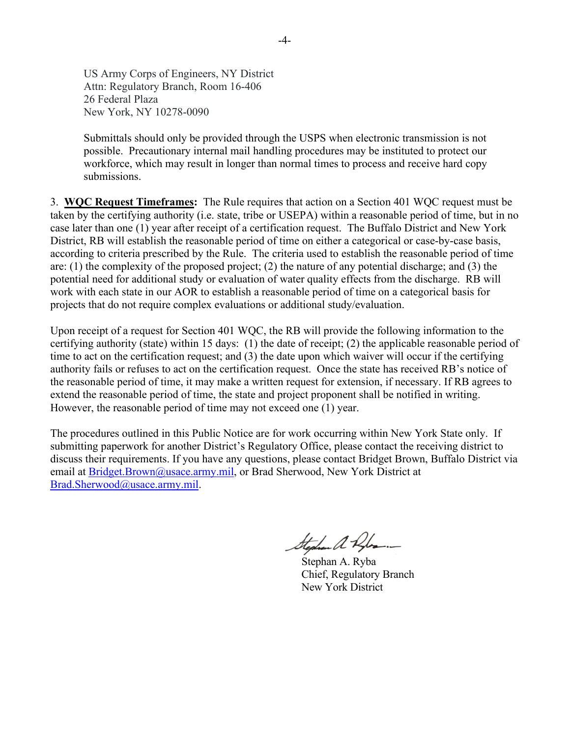US Army Corps of Engineers, NY District
Attn: Regulatory Branch, Room 16-406
26 Federal Plaza
New York, NY 10278-0090

Submittals should only be provided through the USPS when electronic transmission is not possible. Precautionary internal mail handling procedures may be instituted to protect our workforce, which may result in longer than normal times to process and receive hard copy submissions.

3. **WQC Request Timeframes:** The Rule requires that action on a Section 401 WQC request must be taken by the certifying authority (i.e. state, tribe or USEPA) within a reasonable period of time, but in no case later than one (1) year after receipt of a certification request. The Buffalo District and New York District, RB will establish the reasonable period of time on either a categorical or case-by-case basis, according to criteria prescribed by the Rule. The criteria used to establish the reasonable period of time are: (1) the complexity of the proposed project; (2) the nature of any potential discharge; and (3) the potential need for additional study or evaluation of water quality effects from the discharge. RB will work with each state in our AOR to establish a reasonable period of time on a categorical basis for projects that do not require complex evaluations or additional study/evaluation.

Upon receipt of a request for Section 401 WQC, the RB will provide the following information to the certifying authority (state) within 15 days: (1) the date of receipt; (2) the applicable reasonable period of time to act on the certification request; and (3) the date upon which waiver will occur if the certifying authority fails or refuses to act on the certification request. Once the state has received RB's notice of the reasonable period of time, it may make a written request for extension, if necessary. If RB agrees to extend the reasonable period of time, the state and project proponent shall be notified in writing. However, the reasonable period of time may not exceed one (1) year.

The procedures outlined in this Public Notice are for work occurring within New York State only. If submitting paperwork for another District's Regulatory Office, please contact the receiving district to discuss their requirements. If you have any questions, please contact Bridget Brown, Buffalo District via email at Bridget.Brown@usace.army.mil, or Brad Sherwood, New York District at Brad.Sherwood@usace.army.mil.

Stephan A. Ryba
Chief, Regulatory Branch
New York District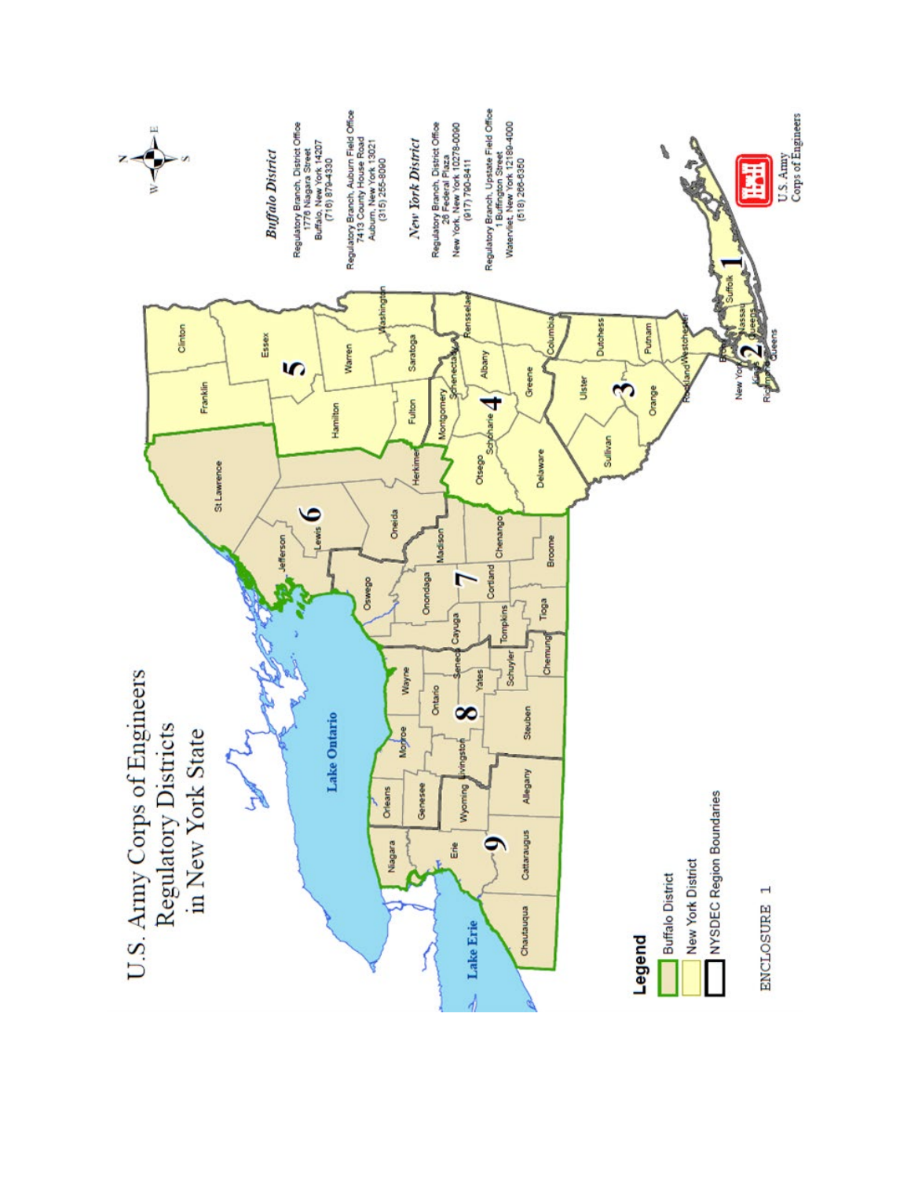# U.S. Army Corps of Engineers Regulatory Districts in New York State

Lake Ontario

Lake Erie

Clinton
Franklin
Essex
St Lawrence
Hamilton
Warren
Washington
Saratoga
Fulton
Herkimer
Jefferson
Lewis
Oneida
Montgomery
Schenectady
Rensselaer
Albany
Schoharie
Otsego
Greene
Columbia
Delaware
Ulster
Dutchess
Sullivan
Orange
Putnam
Rockland
Westchester
Bronx
New York
Kings
Queens
Richmond
Nassau
Suffolk
Oswego
Onondaga
Madison
Chenango
Cortland
Broome
Cayuga
Tompkins
Tioga
Wayne
Seneca
Yates
Schuyler
Chemung
Ontario
Monroe
Livingston
Steuben
Orleans
Genesee
Wyoming
Allegany
Niagara
Erie
Cattaraugus
Chautauqua

1 2 3 4 5 6 7 8 9

***Buffalo District***

Regulatory Branch, District Office
1776 Niagara Street
Buffalo, New York 14207
(716) 879-4330

Regulatory Branch, Auburn Field Office
7413 County House Road
Auburn, New York 13021
(315) 255-8090

***New York District***

Regulatory Branch, District Office
26 Federal Plaza
New York, New York 10278-0090
(917) 790-8411

Regulatory Branch, Upstate Field Office
1 Buffington Street
Watervliet, New York 12189-4000
(518) 266-6350

**Legend**

- Buffalo District
- New York District
- NYSDEC Region Boundaries

U.S. Army Corps of Engineers

ENCLOSURE 1